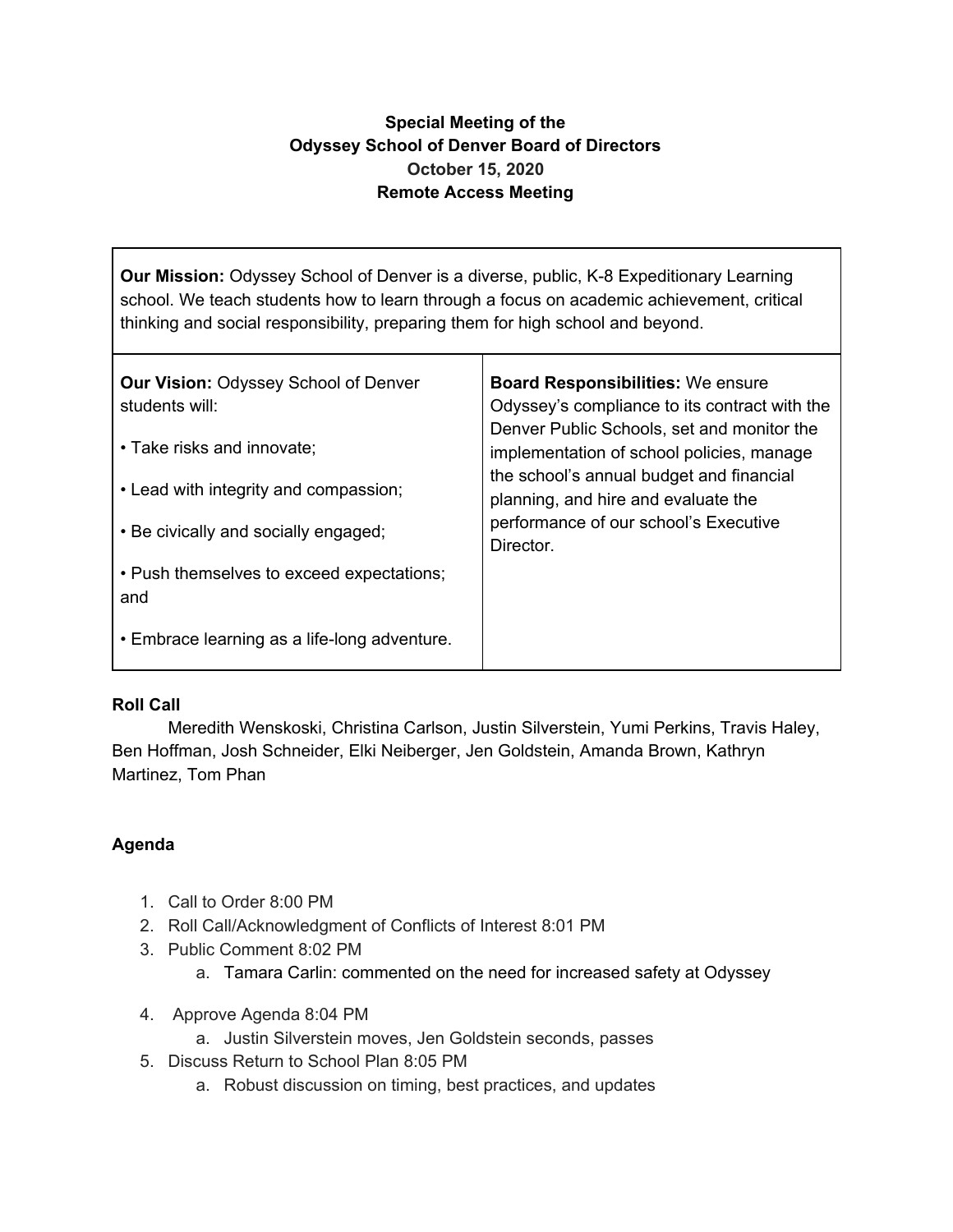**Special Meeting of the**
**Odyssey School of Denver Board of Directors**
**October 15, 2020**
**Remote Access Meeting**

| **Our Mission:** Odyssey School of Denver is a diverse, public, K-8 Expeditionary Learning school. We teach students how to learn through a focus on academic achievement, critical thinking and social responsibility, preparing them for high school and beyond. | |
|---|---|
| **Our Vision:** Odyssey School of Denver students will:<br><br>• Take risks and innovate;<br><br>• Lead with integrity and compassion;<br><br>• Be civically and socially engaged;<br><br>• Push themselves to exceed expectations; and<br><br>• Embrace learning as a life-long adventure. | **Board Responsibilities:** We ensure Odyssey's compliance to its contract with the Denver Public Schools, set and monitor the implementation of school policies, manage the school's annual budget and financial planning, and hire and evaluate the performance of our school's Executive Director. |

**Roll Call**

Meredith Wenskoski, Christina Carlson, Justin Silverstein, Yumi Perkins, Travis Haley, Ben Hoffman, Josh Schneider, Elki Neiberger, Jen Goldstein, Amanda Brown, Kathryn Martinez, Tom Phan

**Agenda**

1. Call to Order 8:00 PM
2. Roll Call/Acknowledgment of Conflicts of Interest 8:01 PM
3. Public Comment 8:02 PM
   a. Tamara Carlin: commented on the need for increased safety at Odyssey
4. Approve Agenda 8:04 PM
   a. Justin Silverstein moves, Jen Goldstein seconds, passes
5. Discuss Return to School Plan 8:05 PM
   a. Robust discussion on timing, best practices, and updates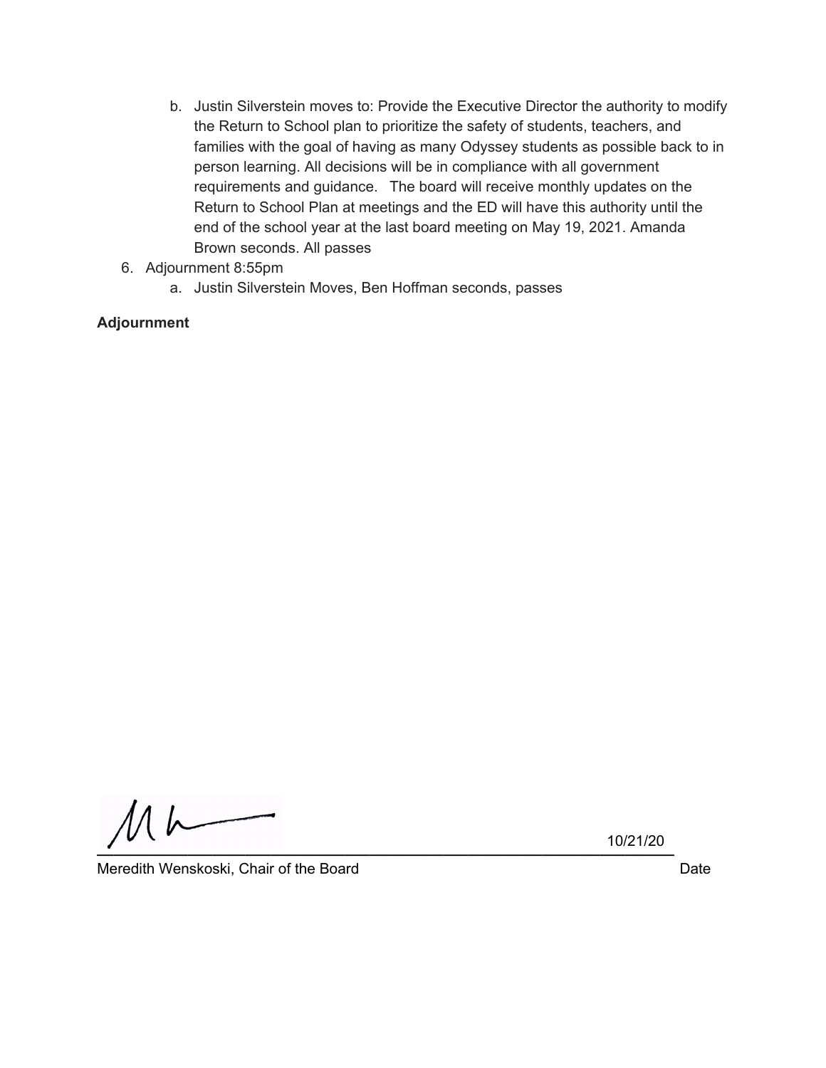b. Justin Silverstein moves to: Provide the Executive Director the authority to modify the Return to School plan to prioritize the safety of students, teachers, and families with the goal of having as many Odyssey students as possible back to in person learning. All decisions will be in compliance with all government requirements and guidance. The board will receive monthly updates on the Return to School Plan at meetings and the ED will have this authority until the end of the school year at the last board meeting on May 19, 2021. Amanda Brown seconds. All passes

6. Adjournment 8:55pm
   a. Justin Silverstein Moves, Ben Hoffman seconds, passes

**Adjournment**

10/21/20

Meredith Wenskoski, Chair of the Board Date